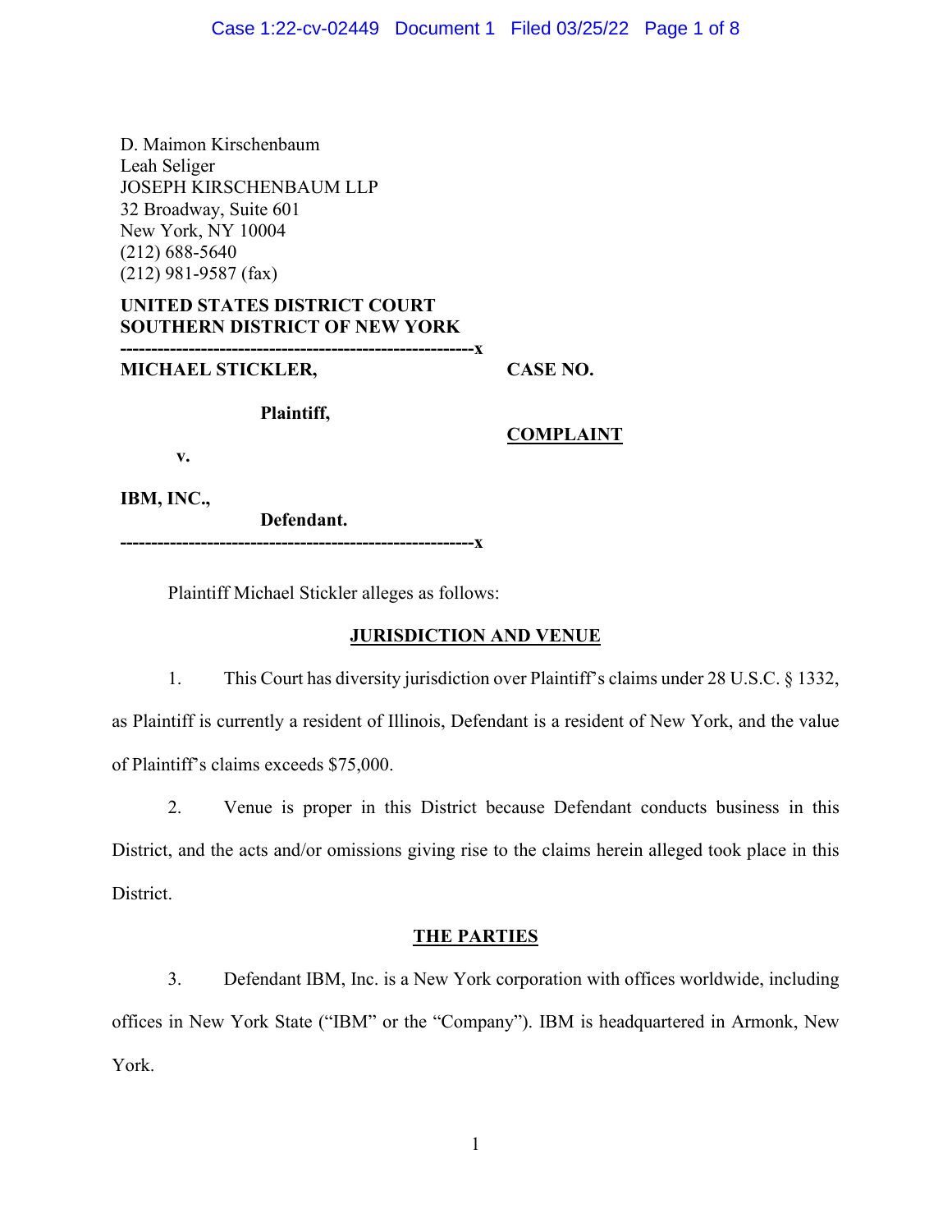D. Maimon Kirschenbaum
Leah Seliger
JOSEPH KIRSCHENBAUM LLP
32 Broadway, Suite 601
New York, NY 10004
(212) 688-5640
(212) 981-9587 (fax)

**UNITED STATES DISTRICT COURT**
**SOUTHERN DISTRICT OF NEW YORK**

---

**MICHAEL STICKLER,**

**Plaintiff,**

**v.**

**IBM, INC.,**

**Defendant.**

**CASE NO.**

**COMPLAINT**

---

Plaintiff Michael Stickler alleges as follows:

## JURISDICTION AND VENUE

1. This Court has diversity jurisdiction over Plaintiff's claims under 28 U.S.C. § 1332, as Plaintiff is currently a resident of Illinois, Defendant is a resident of New York, and the value of Plaintiff's claims exceeds $75,000.

2. Venue is proper in this District because Defendant conducts business in this District, and the acts and/or omissions giving rise to the claims herein alleged took place in this District.

## THE PARTIES

3. Defendant IBM, Inc. is a New York corporation with offices worldwide, including offices in New York State ("IBM" or the "Company"). IBM is headquartered in Armonk, New York.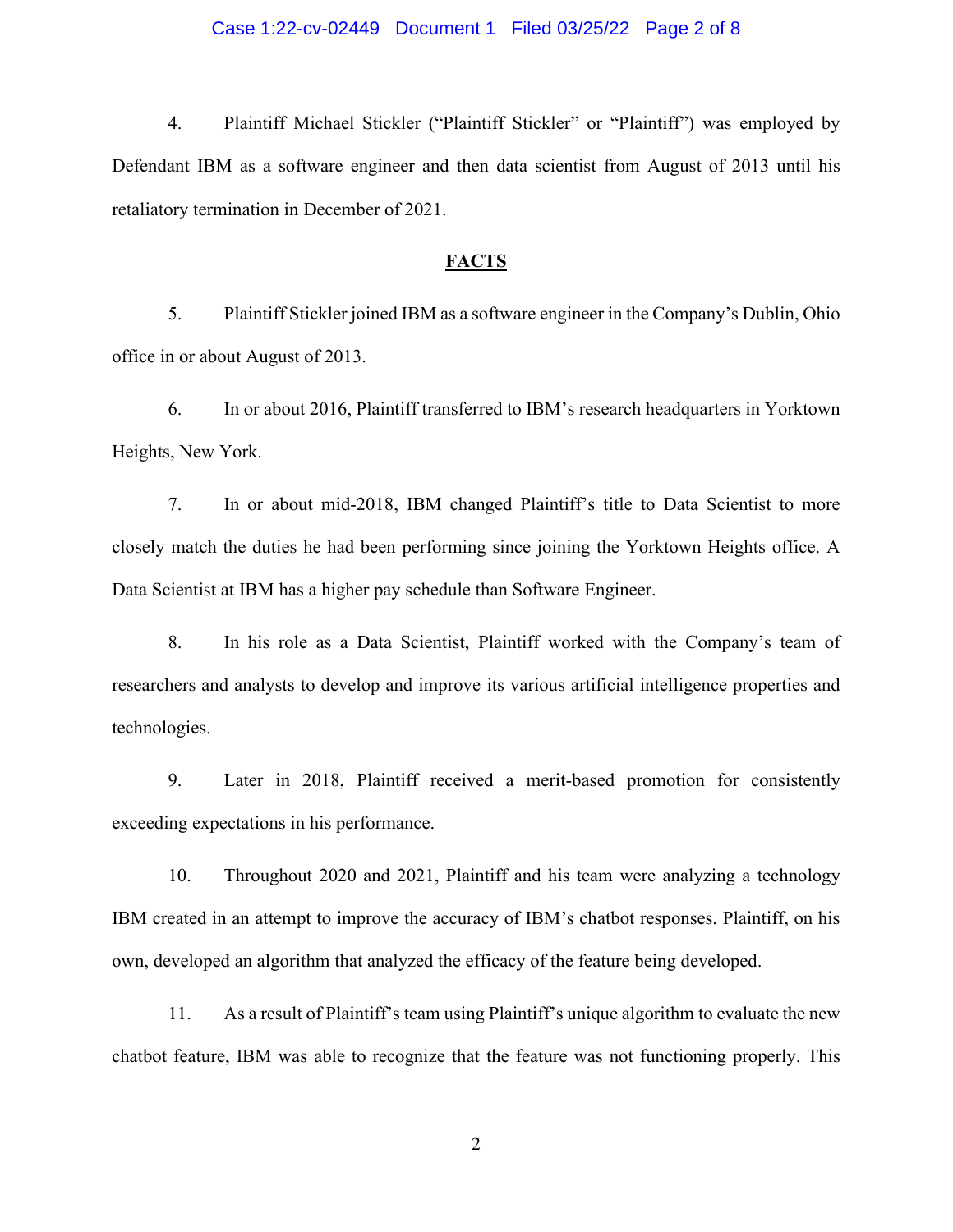4. Plaintiff Michael Stickler ("Plaintiff Stickler" or "Plaintiff") was employed by Defendant IBM as a software engineer and then data scientist from August of 2013 until his retaliatory termination in December of 2021.

## FACTS

5. Plaintiff Stickler joined IBM as a software engineer in the Company's Dublin, Ohio office in or about August of 2013.

6. In or about 2016, Plaintiff transferred to IBM's research headquarters in Yorktown Heights, New York.

7. In or about mid-2018, IBM changed Plaintiff's title to Data Scientist to more closely match the duties he had been performing since joining the Yorktown Heights office. A Data Scientist at IBM has a higher pay schedule than Software Engineer.

8. In his role as a Data Scientist, Plaintiff worked with the Company's team of researchers and analysts to develop and improve its various artificial intelligence properties and technologies.

9. Later in 2018, Plaintiff received a merit-based promotion for consistently exceeding expectations in his performance.

10. Throughout 2020 and 2021, Plaintiff and his team were analyzing a technology IBM created in an attempt to improve the accuracy of IBM's chatbot responses. Plaintiff, on his own, developed an algorithm that analyzed the efficacy of the feature being developed.

11. As a result of Plaintiff's team using Plaintiff's unique algorithm to evaluate the new chatbot feature, IBM was able to recognize that the feature was not functioning properly. This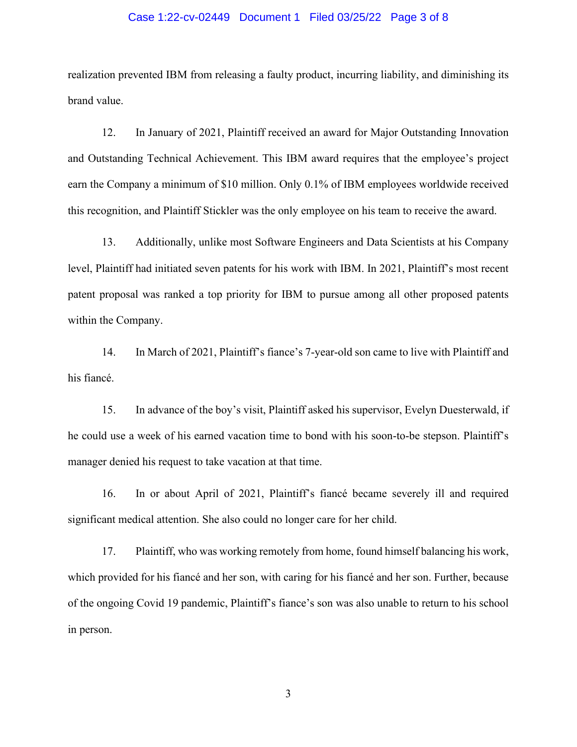realization prevented IBM from releasing a faulty product, incurring liability, and diminishing its brand value.

12. In January of 2021, Plaintiff received an award for Major Outstanding Innovation and Outstanding Technical Achievement. This IBM award requires that the employee's project earn the Company a minimum of $10 million. Only 0.1% of IBM employees worldwide received this recognition, and Plaintiff Stickler was the only employee on his team to receive the award.

13. Additionally, unlike most Software Engineers and Data Scientists at his Company level, Plaintiff had initiated seven patents for his work with IBM. In 2021, Plaintiff's most recent patent proposal was ranked a top priority for IBM to pursue among all other proposed patents within the Company.

14. In March of 2021, Plaintiff's fiance's 7-year-old son came to live with Plaintiff and his fiancé.

15. In advance of the boy's visit, Plaintiff asked his supervisor, Evelyn Duesterwald, if he could use a week of his earned vacation time to bond with his soon-to-be stepson. Plaintiff's manager denied his request to take vacation at that time.

16. In or about April of 2021, Plaintiff's fiancé became severely ill and required significant medical attention. She also could no longer care for her child.

17. Plaintiff, who was working remotely from home, found himself balancing his work, which provided for his fiancé and her son, with caring for his fiancé and her son. Further, because of the ongoing Covid 19 pandemic, Plaintiff's fiance's son was also unable to return to his school in person.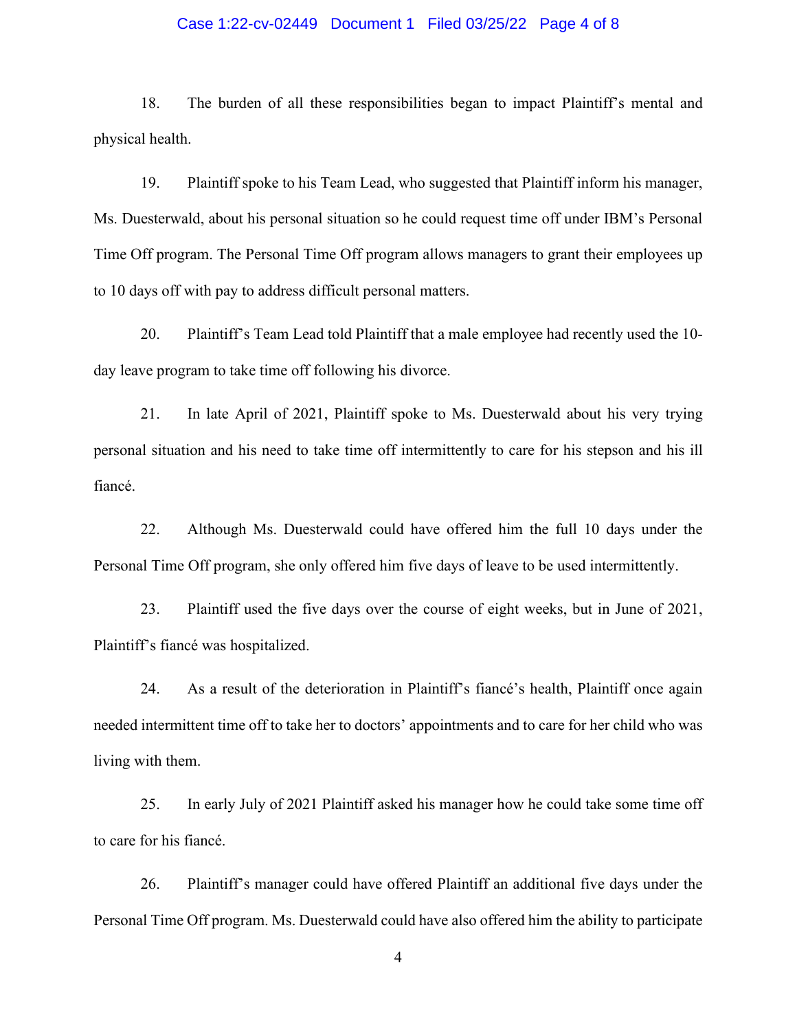18. The burden of all these responsibilities began to impact Plaintiff's mental and physical health.

19. Plaintiff spoke to his Team Lead, who suggested that Plaintiff inform his manager, Ms. Duesterwald, about his personal situation so he could request time off under IBM's Personal Time Off program. The Personal Time Off program allows managers to grant their employees up to 10 days off with pay to address difficult personal matters.

20. Plaintiff's Team Lead told Plaintiff that a male employee had recently used the 10-day leave program to take time off following his divorce.

21. In late April of 2021, Plaintiff spoke to Ms. Duesterwald about his very trying personal situation and his need to take time off intermittently to care for his stepson and his ill fiancé.

22. Although Ms. Duesterwald could have offered him the full 10 days under the Personal Time Off program, she only offered him five days of leave to be used intermittently.

23. Plaintiff used the five days over the course of eight weeks, but in June of 2021, Plaintiff's fiancé was hospitalized.

24. As a result of the deterioration in Plaintiff's fiancé's health, Plaintiff once again needed intermittent time off to take her to doctors' appointments and to care for her child who was living with them.

25. In early July of 2021 Plaintiff asked his manager how he could take some time off to care for his fiancé.

26. Plaintiff's manager could have offered Plaintiff an additional five days under the Personal Time Off program. Ms. Duesterwald could have also offered him the ability to participate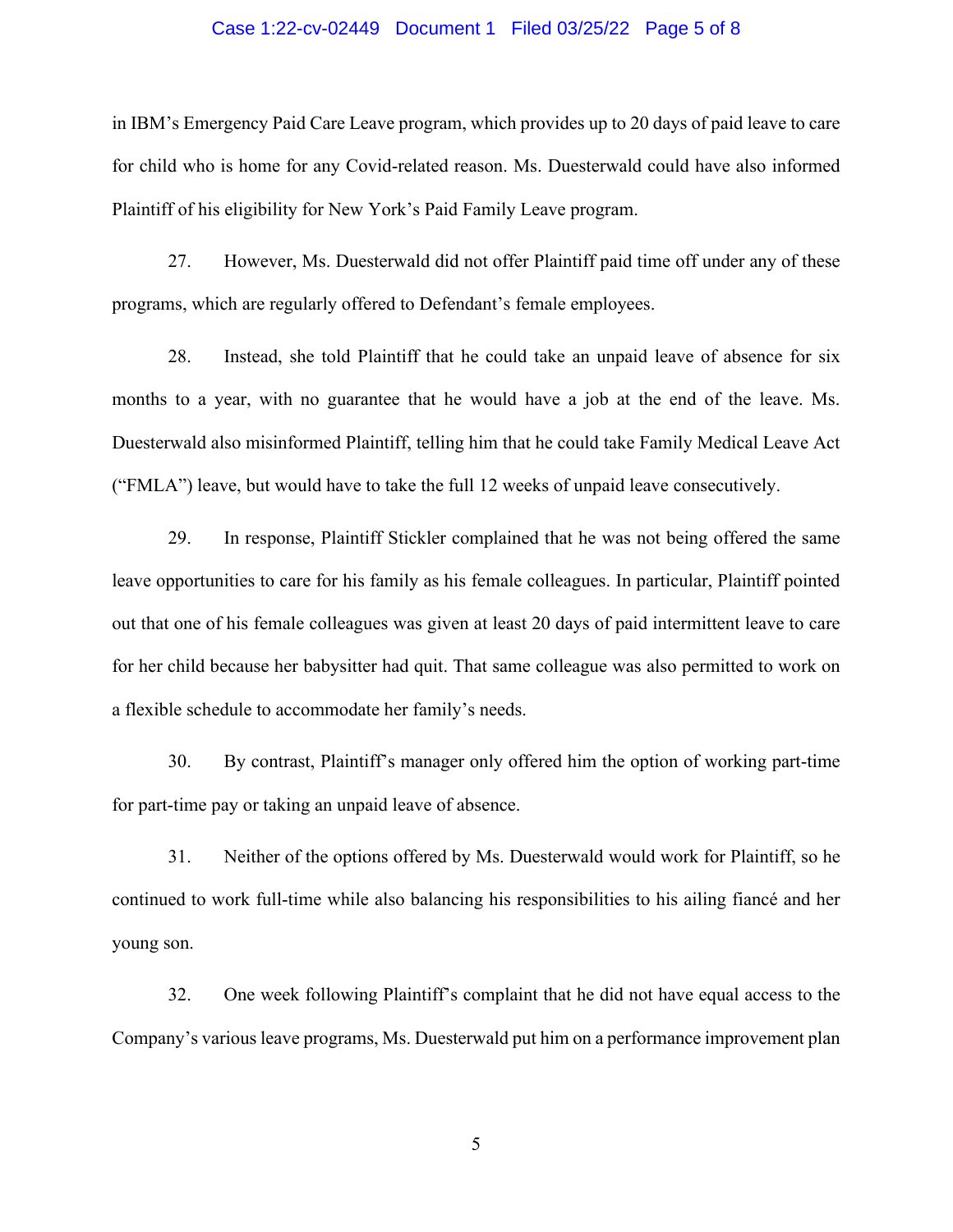in IBM's Emergency Paid Care Leave program, which provides up to 20 days of paid leave to care for child who is home for any Covid-related reason. Ms. Duesterwald could have also informed Plaintiff of his eligibility for New York's Paid Family Leave program.

27. However, Ms. Duesterwald did not offer Plaintiff paid time off under any of these programs, which are regularly offered to Defendant's female employees.

28. Instead, she told Plaintiff that he could take an unpaid leave of absence for six months to a year, with no guarantee that he would have a job at the end of the leave. Ms. Duesterwald also misinformed Plaintiff, telling him that he could take Family Medical Leave Act ("FMLA") leave, but would have to take the full 12 weeks of unpaid leave consecutively.

29. In response, Plaintiff Stickler complained that he was not being offered the same leave opportunities to care for his family as his female colleagues. In particular, Plaintiff pointed out that one of his female colleagues was given at least 20 days of paid intermittent leave to care for her child because her babysitter had quit. That same colleague was also permitted to work on a flexible schedule to accommodate her family's needs.

30. By contrast, Plaintiff's manager only offered him the option of working part-time for part-time pay or taking an unpaid leave of absence.

31. Neither of the options offered by Ms. Duesterwald would work for Plaintiff, so he continued to work full-time while also balancing his responsibilities to his ailing fiancé and her young son.

32. One week following Plaintiff's complaint that he did not have equal access to the Company's various leave programs, Ms. Duesterwald put him on a performance improvement plan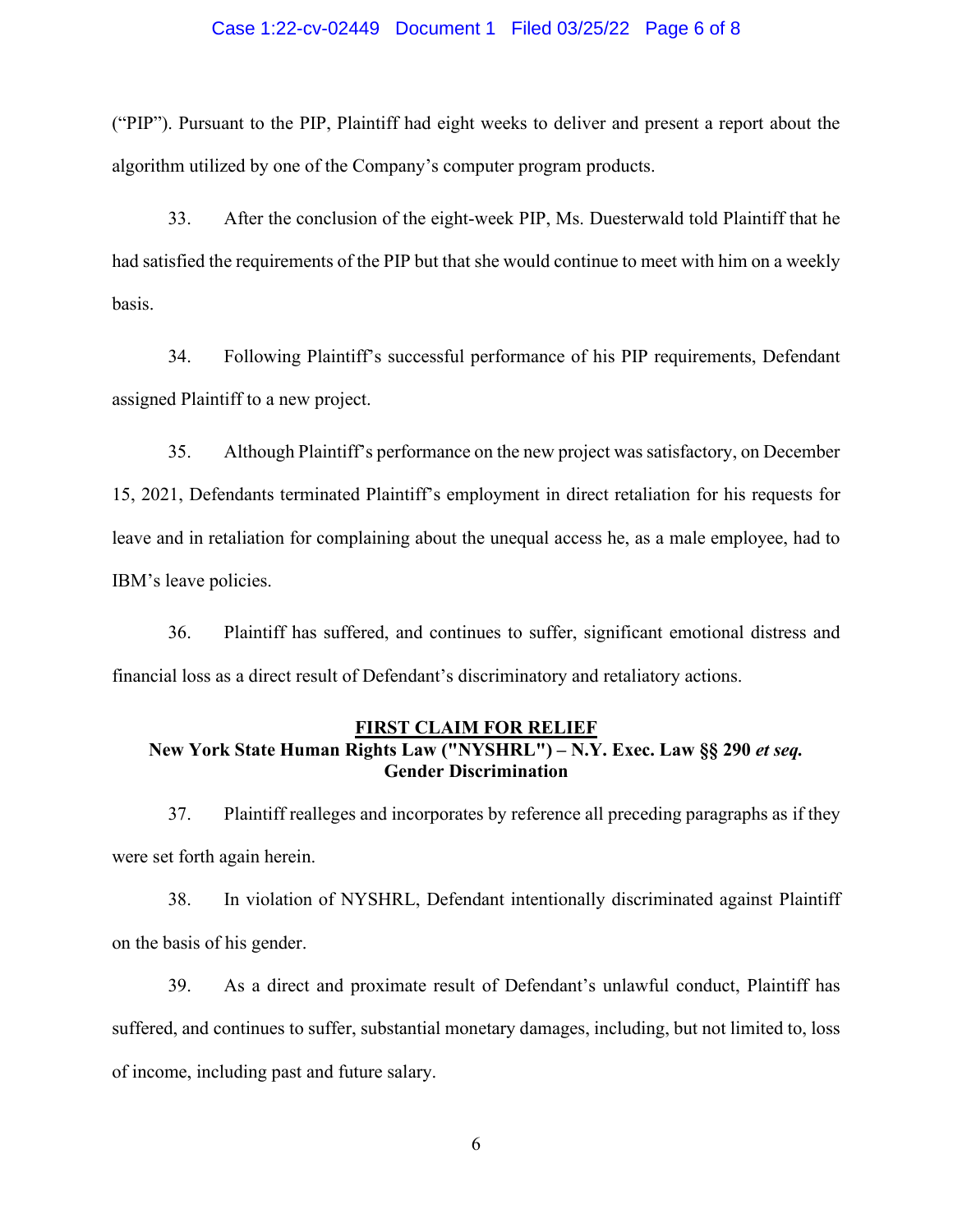("PIP"). Pursuant to the PIP, Plaintiff had eight weeks to deliver and present a report about the algorithm utilized by one of the Company's computer program products.

33. After the conclusion of the eight-week PIP, Ms. Duesterwald told Plaintiff that he had satisfied the requirements of the PIP but that she would continue to meet with him on a weekly basis.

34. Following Plaintiff's successful performance of his PIP requirements, Defendant assigned Plaintiff to a new project.

35. Although Plaintiff's performance on the new project was satisfactory, on December 15, 2021, Defendants terminated Plaintiff's employment in direct retaliation for his requests for leave and in retaliation for complaining about the unequal access he, as a male employee, had to IBM's leave policies.

36. Plaintiff has suffered, and continues to suffer, significant emotional distress and financial loss as a direct result of Defendant's discriminatory and retaliatory actions.

**FIRST CLAIM FOR RELIEF**
**New York State Human Rights Law ("NYSHRL") – N.Y. Exec. Law §§ 290 *et seq.***
**Gender Discrimination**

37. Plaintiff realleges and incorporates by reference all preceding paragraphs as if they were set forth again herein.

38. In violation of NYSHRL, Defendant intentionally discriminated against Plaintiff on the basis of his gender.

39. As a direct and proximate result of Defendant's unlawful conduct, Plaintiff has suffered, and continues to suffer, substantial monetary damages, including, but not limited to, loss of income, including past and future salary.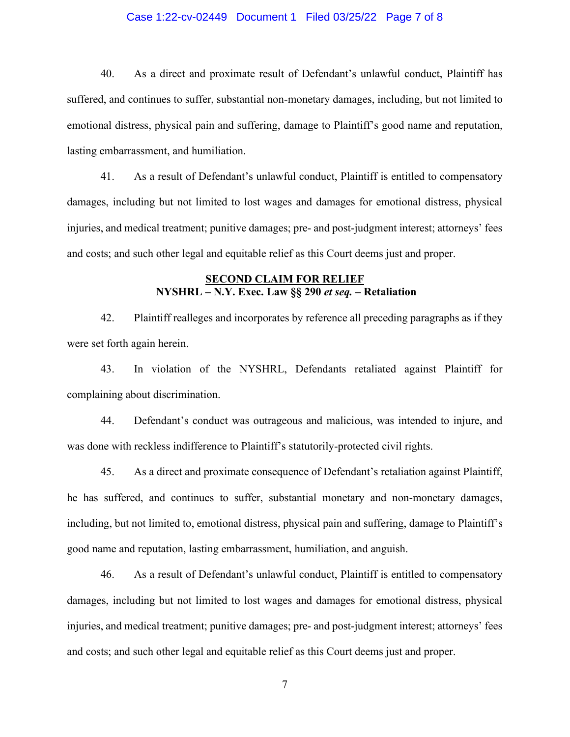40. As a direct and proximate result of Defendant's unlawful conduct, Plaintiff has suffered, and continues to suffer, substantial non-monetary damages, including, but not limited to emotional distress, physical pain and suffering, damage to Plaintiff's good name and reputation, lasting embarrassment, and humiliation.

41. As a result of Defendant's unlawful conduct, Plaintiff is entitled to compensatory damages, including but not limited to lost wages and damages for emotional distress, physical injuries, and medical treatment; punitive damages; pre- and post-judgment interest; attorneys' fees and costs; and such other legal and equitable relief as this Court deems just and proper.

**SECOND CLAIM FOR RELIEF**
**NYSHRL – N.Y. Exec. Law §§ 290 *et seq.* – Retaliation**

42. Plaintiff realleges and incorporates by reference all preceding paragraphs as if they were set forth again herein.

43. In violation of the NYSHRL, Defendants retaliated against Plaintiff for complaining about discrimination.

44. Defendant's conduct was outrageous and malicious, was intended to injure, and was done with reckless indifference to Plaintiff's statutorily-protected civil rights.

45. As a direct and proximate consequence of Defendant's retaliation against Plaintiff, he has suffered, and continues to suffer, substantial monetary and non-monetary damages, including, but not limited to, emotional distress, physical pain and suffering, damage to Plaintiff's good name and reputation, lasting embarrassment, humiliation, and anguish.

46. As a result of Defendant's unlawful conduct, Plaintiff is entitled to compensatory damages, including but not limited to lost wages and damages for emotional distress, physical injuries, and medical treatment; punitive damages; pre- and post-judgment interest; attorneys' fees and costs; and such other legal and equitable relief as this Court deems just and proper.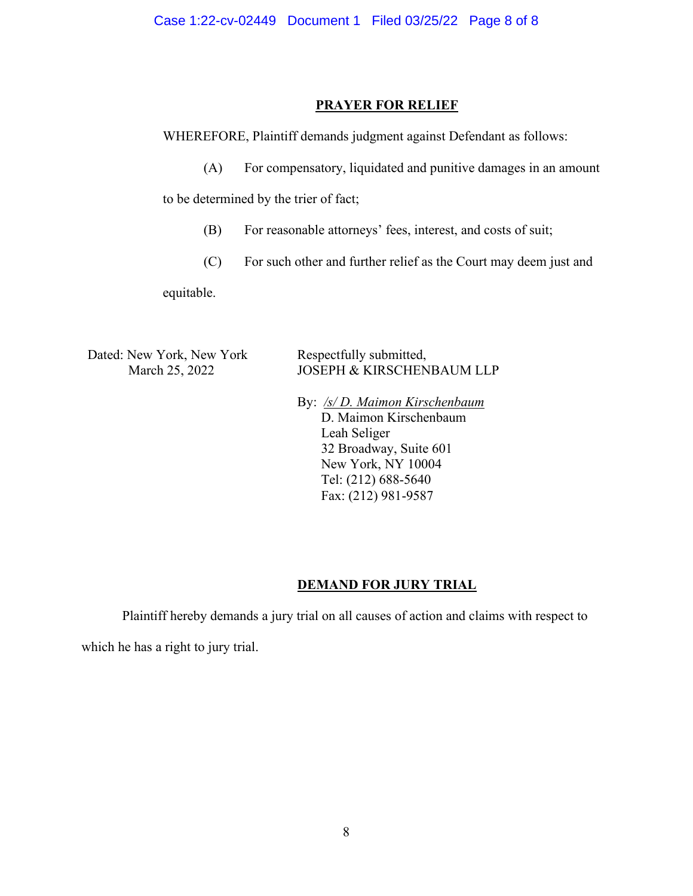## PRAYER FOR RELIEF

WHEREFORE, Plaintiff demands judgment against Defendant as follows:

(A) For compensatory, liquidated and punitive damages in an amount to be determined by the trier of fact;

(B) For reasonable attorneys' fees, interest, and costs of suit;

(C) For such other and further relief as the Court may deem just and equitable.

Dated: New York, New York
March 25, 2022

Respectfully submitted,
JOSEPH & KIRSCHENBAUM LLP

By: */s/ D. Maimon Kirschenbaum*
D. Maimon Kirschenbaum
Leah Seliger
32 Broadway, Suite 601
New York, NY 10004
Tel: (212) 688-5640
Fax: (212) 981-9587

## DEMAND FOR JURY TRIAL

Plaintiff hereby demands a jury trial on all causes of action and claims with respect to which he has a right to jury trial.